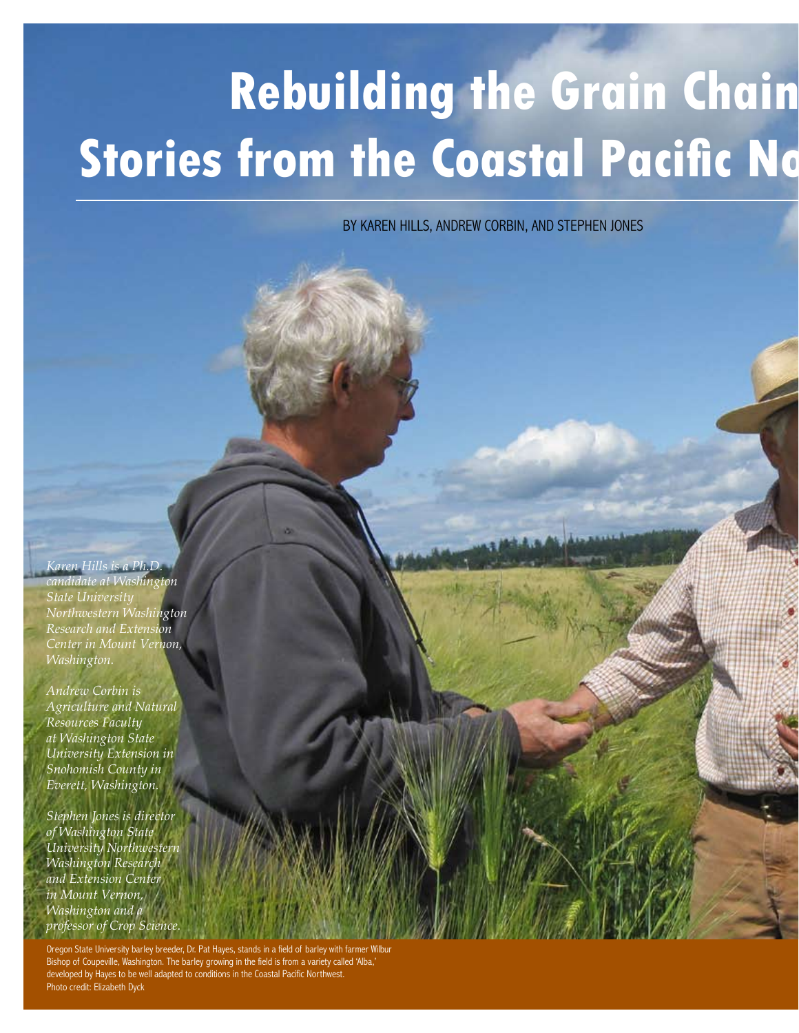# Rebuilding the Grain Chain Stories from the Coastal Pacific No

BY KAREN HILLS, ANDREW CORBIN, AND STEPHEN JONES

*Karen Hills is a Ph.D. candidate at Washington State University Northwestern Washington Research and Extension Center in Mount Vernon, Washington.*

*Andrew Corbin is Agriculture and Natural Resources Faculty at Washington State University Extension in Snohomish County in Everett, Washington.*

*Stephen Jones is director of Washington State University Northwestern Washington Research and Extension Center in Mount Vernon, Washington and a professor of Crop Science.*

Oregon State University barley breeder, Dr. Pat Hayes, stands in a field of barley with farmer Wilbur Bishop of Coupeville, Washington. The barley growing in the field is from a variety called 'Alba,' developed by Hayes to be well adapted to conditions in the Coastal Pacific Northwest.
Photo credit: Elizabeth Dyck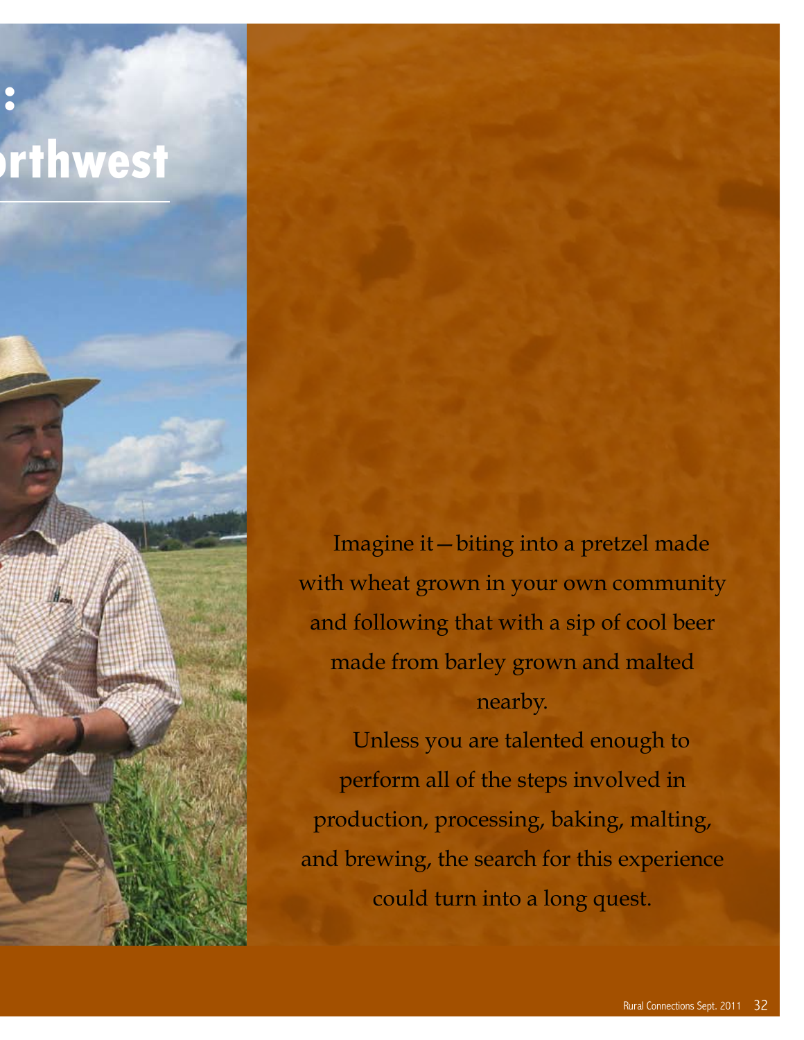# :

# rthwest

Imagine it—biting into a pretzel made with wheat grown in your own community and following that with a sip of cool beer made from barley grown and malted nearby.

Unless you are talented enough to perform all of the steps involved in production, processing, baking, malting, and brewing, the search for this experience could turn into a long quest.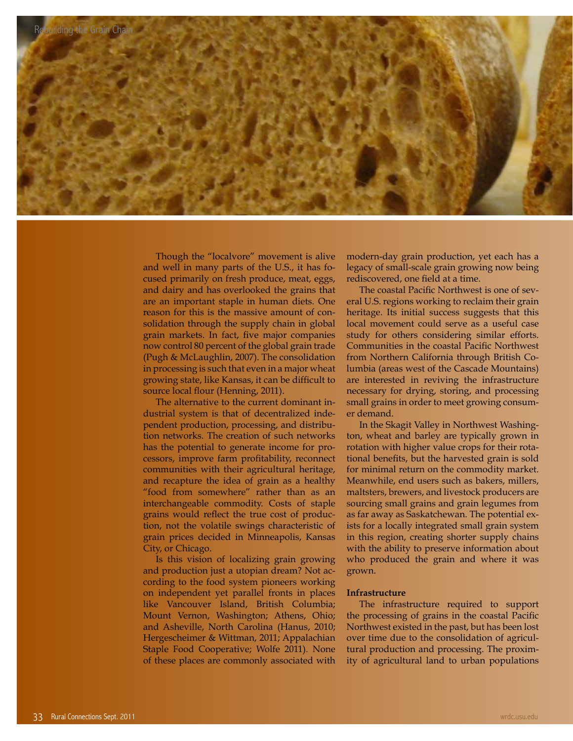Though the "localvore" movement is alive and well in many parts of the U.S., it has focused primarily on fresh produce, meat, eggs, and dairy and has overlooked the grains that are an important staple in human diets. One reason for this is the massive amount of consolidation through the supply chain in global grain markets. In fact, five major companies now control 80 percent of the global grain trade (Pugh & McLaughlin, 2007). The consolidation in processing is such that even in a major wheat growing state, like Kansas, it can be difficult to source local flour (Henning, 2011).

The alternative to the current dominant industrial system is that of decentralized independent production, processing, and distribution networks. The creation of such networks has the potential to generate income for processors, improve farm profitability, reconnect communities with their agricultural heritage, and recapture the idea of grain as a healthy "food from somewhere" rather than as an interchangeable commodity. Costs of staple grains would reflect the true cost of production, not the volatile swings characteristic of grain prices decided in Minneapolis, Kansas City, or Chicago.

Is this vision of localizing grain growing and production just a utopian dream? Not according to the food system pioneers working on independent yet parallel fronts in places like Vancouver Island, British Columbia; Mount Vernon, Washington; Athens, Ohio; and Asheville, North Carolina (Hanus, 2010; Hergescheimer & Wittman, 2011; Appalachian Staple Food Cooperative; Wolfe 2011). None of these places are commonly associated with modern-day grain production, yet each has a legacy of small-scale grain growing now being rediscovered, one field at a time.

The coastal Pacific Northwest is one of several U.S. regions working to reclaim their grain heritage. Its initial success suggests that this local movement could serve as a useful case study for others considering similar efforts. Communities in the coastal Pacific Northwest from Northern California through British Columbia (areas west of the Cascade Mountains) are interested in reviving the infrastructure necessary for drying, storing, and processing small grains in order to meet growing consumer demand.

In the Skagit Valley in Northwest Washington, wheat and barley are typically grown in rotation with higher value crops for their rotational benefits, but the harvested grain is sold for minimal return on the commodity market. Meanwhile, end users such as bakers, millers, maltsters, brewers, and livestock producers are sourcing small grains and grain legumes from as far away as Saskatchewan. The potential exists for a locally integrated small grain system in this region, creating shorter supply chains with the ability to preserve information about who produced the grain and where it was grown.

**Infrastructure**

The infrastructure required to support the processing of grains in the coastal Pacific Northwest existed in the past, but has been lost over time due to the consolidation of agricultural production and processing. The proximity of agricultural land to urban populations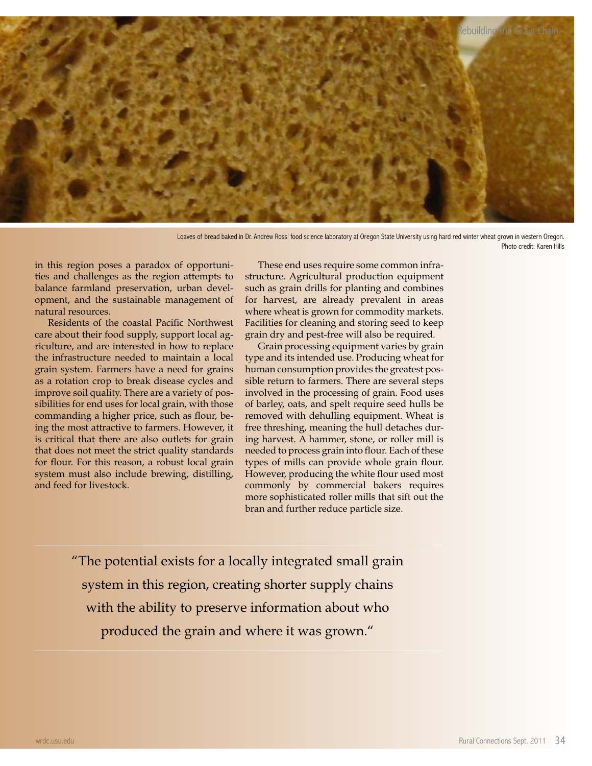Loaves of bread baked in Dr. Andrew Ross' food science laboratory at Oregon State University using hard red winter wheat grown in western Oregon. Photo credit: Karen Hills

in this region poses a paradox of opportunities and challenges as the region attempts to balance farmland preservation, urban development, and the sustainable management of natural resources.

Residents of the coastal Pacific Northwest care about their food supply, support local agriculture, and are interested in how to replace the infrastructure needed to maintain a local grain system. Farmers have a need for grains as a rotation crop to break disease cycles and improve soil quality. There are a variety of possibilities for end uses for local grain, with those commanding a higher price, such as flour, being the most attractive to farmers. However, it is critical that there are also outlets for grain that does not meet the strict quality standards for flour. For this reason, a robust local grain system must also include brewing, distilling, and feed for livestock.

These end uses require some common infrastructure. Agricultural production equipment such as grain drills for planting and combines for harvest, are already prevalent in areas where wheat is grown for commodity markets. Facilities for cleaning and storing seed to keep grain dry and pest-free will also be required.

Grain processing equipment varies by grain type and its intended use. Producing wheat for human consumption provides the greatest possible return to farmers. There are several steps involved in the processing of grain. Food uses of barley, oats, and spelt require seed hulls be removed with dehulling equipment. Wheat is free threshing, meaning the hull detaches during harvest. A hammer, stone, or roller mill is needed to process grain into flour. Each of these types of mills can provide whole grain flour. However, producing the white flour used most commonly by commercial bakers requires more sophisticated roller mills that sift out the bran and further reduce particle size.

> "The potential exists for a locally integrated small grain system in this region, creating shorter supply chains with the ability to preserve information about who produced the grain and where it was grown."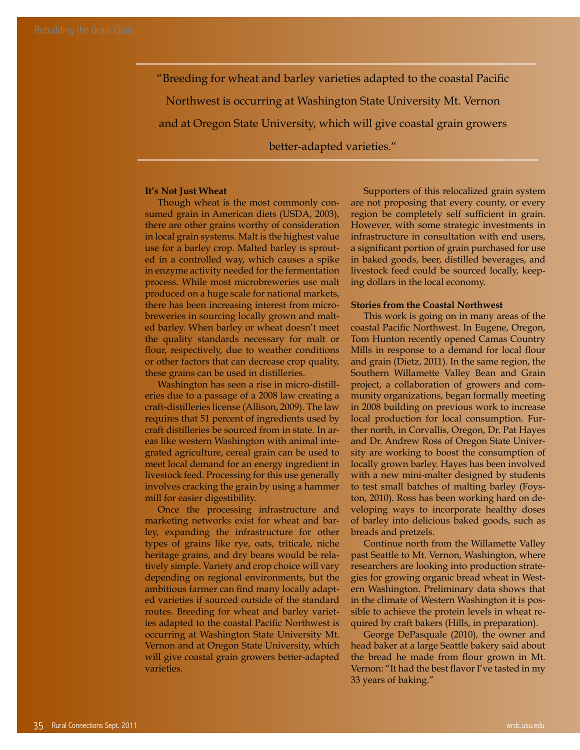> "Breeding for wheat and barley varieties adapted to the coastal Pacific Northwest is occurring at Washington State University Mt. Vernon and at Oregon State University, which will give coastal grain growers better-adapted varieties."

**It's Not Just Wheat**

Though wheat is the most commonly consumed grain in American diets (USDA, 2003), there are other grains worthy of consideration in local grain systems. Malt is the highest value use for a barley crop. Malted barley is sprouted in a controlled way, which causes a spike in enzyme activity needed for the fermentation process. While most microbreweries use malt produced on a huge scale for national markets, there has been increasing interest from microbreweries in sourcing locally grown and malted barley. When barley or wheat doesn't meet the quality standards necessary for malt or flour, respectively, due to weather conditions or other factors that can decrease crop quality, these grains can be used in distilleries.

Washington has seen a rise in micro-distilleries due to a passage of a 2008 law creating a craft-distilleries license (Allison, 2009). The law requires that 51 percent of ingredients used by craft distilleries be sourced from in state. In areas like western Washington with animal integrated agriculture, cereal grain can be used to meet local demand for an energy ingredient in livestock feed. Processing for this use generally involves cracking the grain by using a hammer mill for easier digestibility.

Once the processing infrastructure and marketing networks exist for wheat and barley, expanding the infrastructure for other types of grains like rye, oats, triticale, niche heritage grains, and dry beans would be relatively simple. Variety and crop choice will vary depending on regional environments, but the ambitious farmer can find many locally adapted varieties if sourced outside of the standard routes. Breeding for wheat and barley varieties adapted to the coastal Pacific Northwest is occurring at Washington State University Mt. Vernon and at Oregon State University, which will give coastal grain growers better-adapted varieties.

Supporters of this relocalized grain system are not proposing that every county, or every region be completely self sufficient in grain. However, with some strategic investments in infrastructure in consultation with end users, a significant portion of grain purchased for use in baked goods, beer, distilled beverages, and livestock feed could be sourced locally, keeping dollars in the local economy.

**Stories from the Coastal Northwest**

This work is going on in many areas of the coastal Pacific Northwest. In Eugene, Oregon, Tom Hunton recently opened Camas Country Mills in response to a demand for local flour and grain (Dietz, 2011). In the same region, the Southern Willamette Valley Bean and Grain project, a collaboration of growers and community organizations, began formally meeting in 2008 building on previous work to increase local production for local consumption. Further north, in Corvallis, Oregon, Dr. Pat Hayes and Dr. Andrew Ross of Oregon State University are working to boost the consumption of locally grown barley. Hayes has been involved with a new mini-malter designed by students to test small batches of malting barley (Foyston, 2010). Ross has been working hard on developing ways to incorporate healthy doses of barley into delicious baked goods, such as breads and pretzels.

Continue north from the Willamette Valley past Seattle to Mt. Vernon, Washington, where researchers are looking into production strategies for growing organic bread wheat in Western Washington. Preliminary data shows that in the climate of Western Washington it is possible to achieve the protein levels in wheat required by craft bakers (Hills, in preparation).

George DePasquale (2010), the owner and head baker at a large Seattle bakery said about the bread he made from flour grown in Mt. Vernon: "It had the best flavor I've tasted in my 33 years of baking."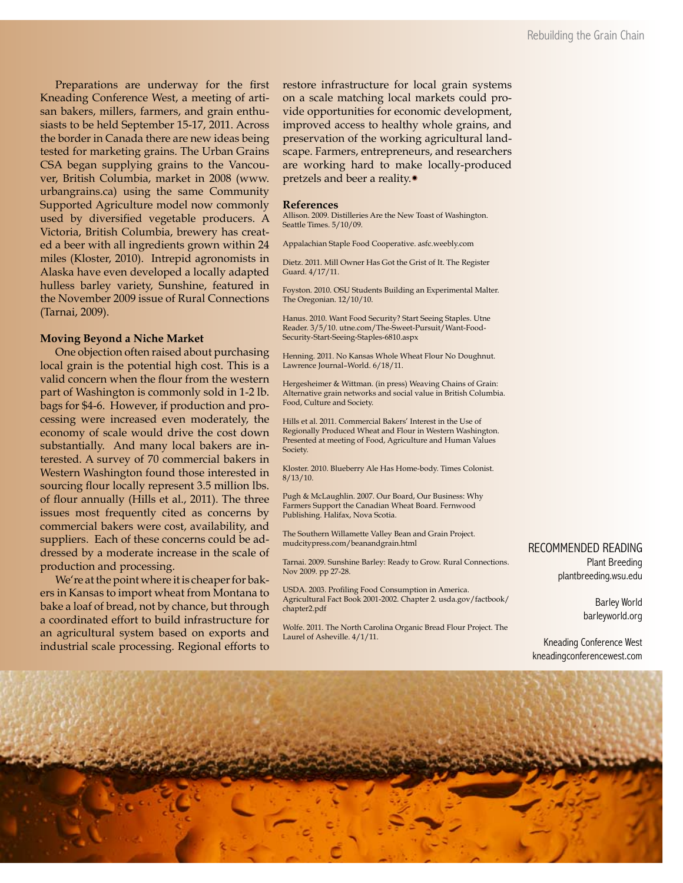Preparations are underway for the first Kneading Conference West, a meeting of artisan bakers, millers, farmers, and grain enthusiasts to be held September 15-17, 2011. Across the border in Canada there are new ideas being tested for marketing grains. The Urban Grains CSA began supplying grains to the Vancouver, British Columbia, market in 2008 (www.urbangrains.ca) using the same Community Supported Agriculture model now commonly used by diversified vegetable producers. A Victoria, British Columbia, brewery has created a beer with all ingredients grown within 24 miles (Kloster, 2010). Intrepid agronomists in Alaska have even developed a locally adapted hulless barley variety, Sunshine, featured in the November 2009 issue of Rural Connections (Tarnai, 2009).

**Moving Beyond a Niche Market**

One objection often raised about purchasing local grain is the potential high cost. This is a valid concern when the flour from the western part of Washington is commonly sold in 1-2 lb. bags for $4-6. However, if production and processing were increased even moderately, the economy of scale would drive the cost down substantially. And many local bakers are interested. A survey of 70 commercial bakers in Western Washington found those interested in sourcing flour locally represent 3.5 million lbs. of flour annually (Hills et al., 2011). The three issues most frequently cited as concerns by commercial bakers were cost, availability, and suppliers. Each of these concerns could be addressed by a moderate increase in the scale of production and processing.

We're at the point where it is cheaper for bakers in Kansas to import wheat from Montana to bake a loaf of bread, not by chance, but through a coordinated effort to build infrastructure for an agricultural system based on exports and industrial scale processing. Regional efforts to restore infrastructure for local grain systems on a scale matching local markets could provide opportunities for economic development, improved access to healthy whole grains, and preservation of the working agricultural landscape. Farmers, entrepreneurs, and researchers are working hard to make locally-produced pretzels and beer a reality.

**References**

Allison. 2009. Distilleries Are the New Toast of Washington. Seattle Times. 5/10/09.

Appalachian Staple Food Cooperative. asfc.weebly.com

Dietz. 2011. Mill Owner Has Got the Grist of It. The Register Guard. 4/17/11.

Foyston. 2010. OSU Students Building an Experimental Malter. The Oregonian. 12/10/10.

Hanus. 2010. Want Food Security? Start Seeing Staples. Utne Reader. 3/5/10. utne.com/The-Sweet-Pursuit/Want-Food-Security-Start-Seeing-Staples-6810.aspx

Henning. 2011. No Kansas Whole Wheat Flour No Doughnut. Lawrence Journal–World. 6/18/11.

Hergesheimer & Wittman. (in press) Weaving Chains of Grain: Alternative grain networks and social value in British Columbia. Food, Culture and Society.

Hills et al. 2011. Commercial Bakers' Interest in the Use of Regionally Produced Wheat and Flour in Western Washington. Presented at meeting of Food, Agriculture and Human Values Society.

Kloster. 2010. Blueberry Ale Has Home-body. Times Colonist. 8/13/10.

Pugh & McLaughlin. 2007. Our Board, Our Business: Why Farmers Support the Canadian Wheat Board. Fernwood Publishing. Halifax, Nova Scotia.

The Southern Willamette Valley Bean and Grain Project. mudcitypress.com/beanandgrain.html

Tarnai. 2009. Sunshine Barley: Ready to Grow. Rural Connections. Nov 2009. pp 27-28.

USDA. 2003. Profiling Food Consumption in America. Agricultural Fact Book 2001-2002. Chapter 2. usda.gov/factbook/chapter2.pdf

Wolfe. 2011. The North Carolina Organic Bread Flour Project. The Laurel of Asheville. 4/1/11.

RECOMMENDED READING

Plant Breeding
plantbreeding.wsu.edu

Barley World
barleyworld.org

Kneading Conference West
kneadingconferencewest.com